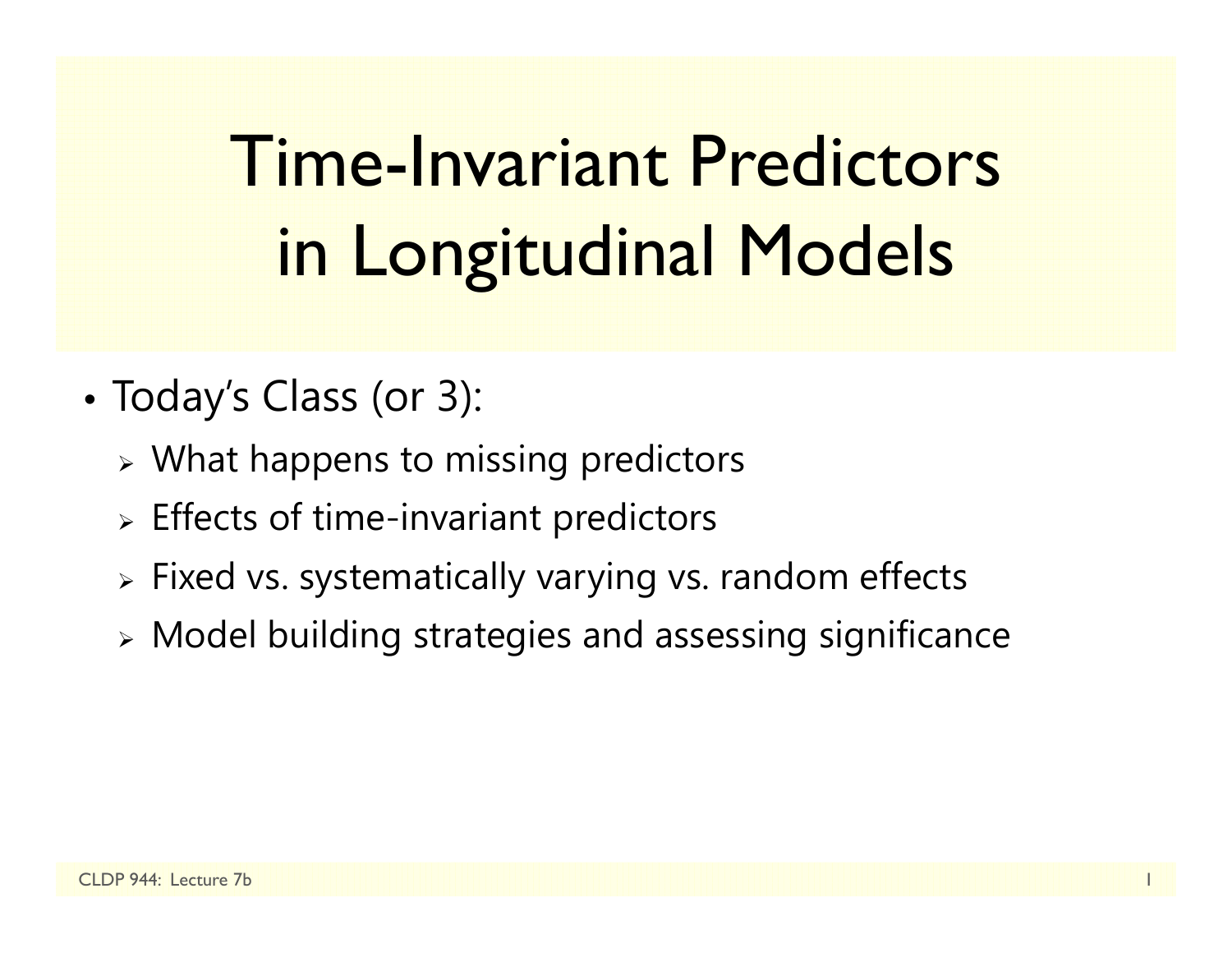# Time-Invariant Predictors in Longitudinal Models

- Today's Class (or 3):
  - What happens to missing predictors
  - Effects of time-invariant predictors
  - Fixed vs. systematically varying vs. random effects
  - Model building strategies and assessing significance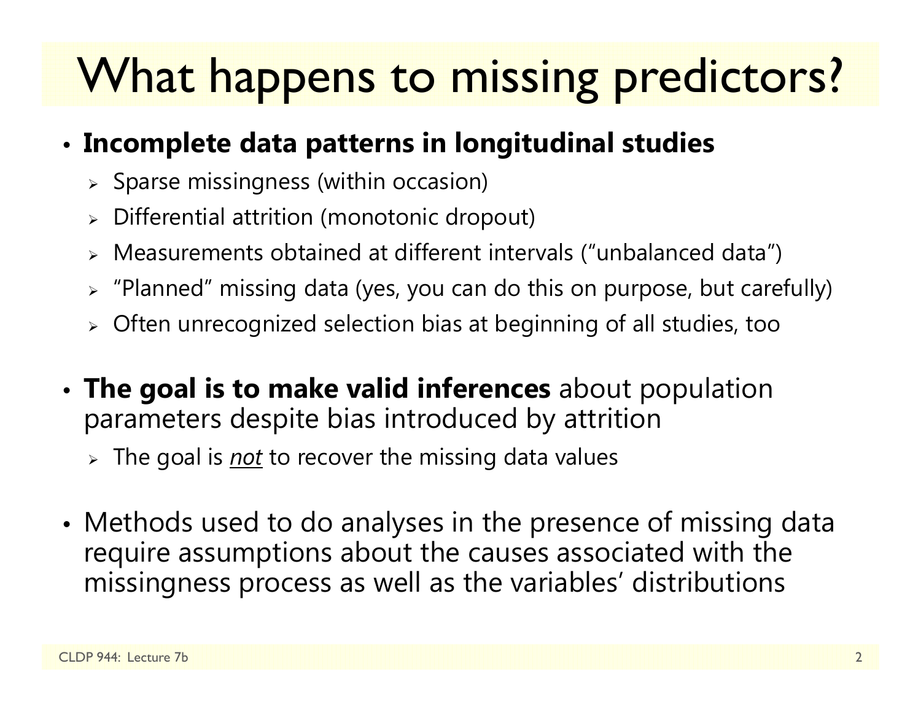# What happens to missing predictors?

- **Incomplete data patterns in longitudinal studies**
  - Sparse missingness (within occasion)
  - Differential attrition (monotonic dropout)
  - Measurements obtained at different intervals ("unbalanced data")
  - "Planned" missing data (yes, you can do this on purpose, but carefully)
  - Often unrecognized selection bias at beginning of all studies, too

- **The goal is to make valid inferences** about population parameters despite bias introduced by attrition
  - The goal is <u>*not*</u> to recover the missing data values

- Methods used to do analyses in the presence of missing data require assumptions about the causes associated with the missingness process as well as the variables' distributions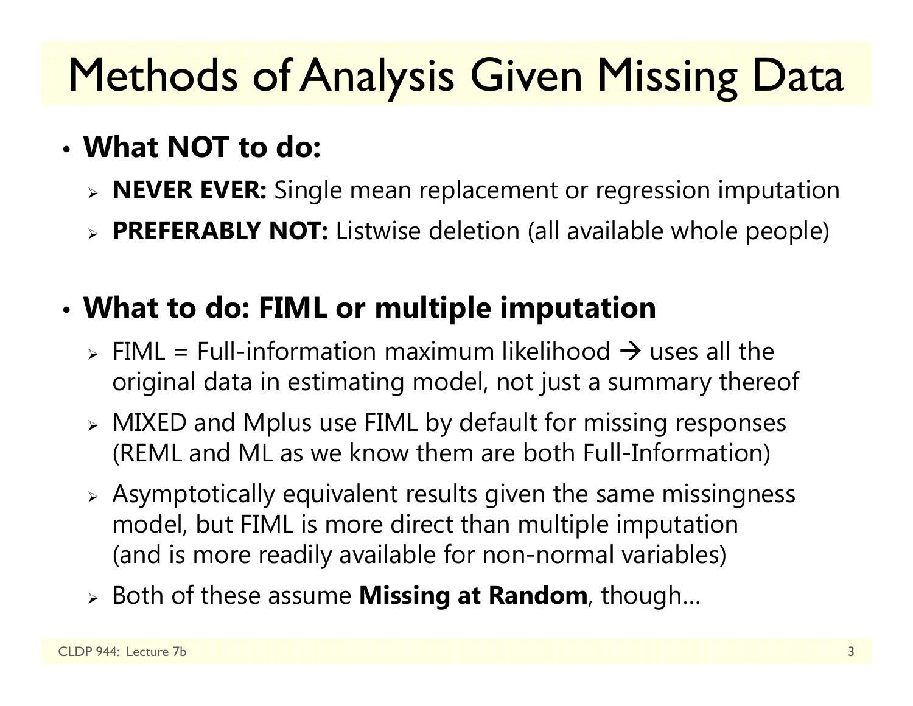# Methods of Analysis Given Missing Data

- **What NOT to do:**
  - **NEVER EVER:** Single mean replacement or regression imputation
  - **PREFERABLY NOT:** Listwise deletion (all available whole people)

- **What to do: FIML or multiple imputation**
  - FIML = Full-information maximum likelihood → uses all the original data in estimating model, not just a summary thereof
  - MIXED and Mplus use FIML by default for missing responses (REML and ML as we know them are both Full-Information)
  - Asymptotically equivalent results given the same missingness model, but FIML is more direct than multiple imputation (and is more readily available for non-normal variables)
  - Both of these assume **Missing at Random**, though…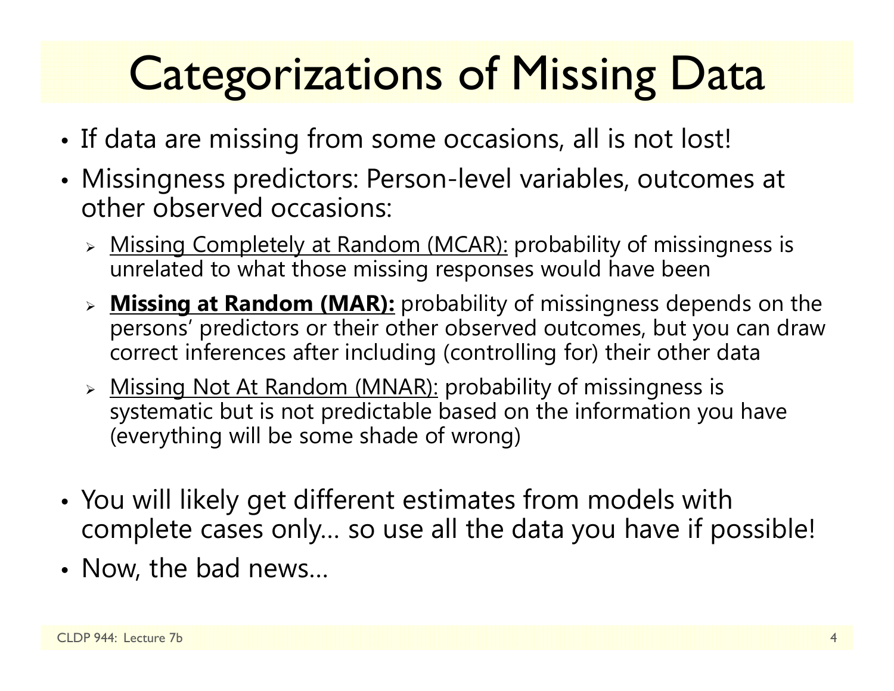# Categorizations of Missing Data

- If data are missing from some occasions, all is not lost!
- Missingness predictors: Person-level variables, outcomes at other observed occasions:
  - Missing Completely at Random (MCAR): probability of missingness is unrelated to what those missing responses would have been
  - **Missing at Random (MAR):** probability of missingness depends on the persons' predictors or their other observed outcomes, but you can draw correct inferences after including (controlling for) their other data
  - Missing Not At Random (MNAR): probability of missingness is systematic but is not predictable based on the information you have (everything will be some shade of wrong)
- You will likely get different estimates from models with complete cases only… so use all the data you have if possible!
- Now, the bad news…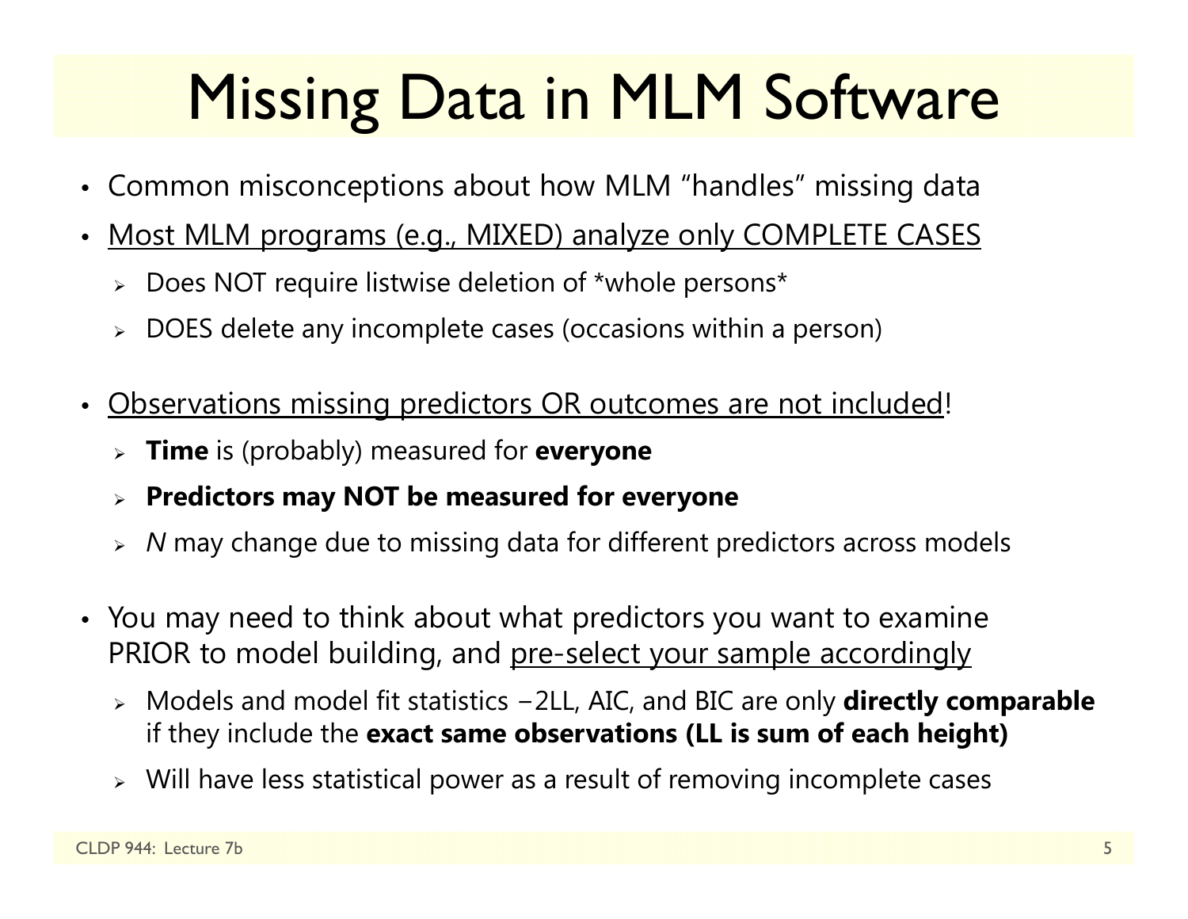# Missing Data in MLM Software

- Common misconceptions about how MLM “handles” missing data
- Most MLM programs (e.g., MIXED) analyze only COMPLETE CASES
  - Does NOT require listwise deletion of *whole persons*
  - DOES delete any incomplete cases (occasions within a person)
- Observations missing predictors OR outcomes are not included!
  - **Time** is (probably) measured for **everyone**
  - **Predictors may NOT be measured for everyone**
  - *N* may change due to missing data for different predictors across models
- You may need to think about what predictors you want to examine PRIOR to model building, and pre-select your sample accordingly
  - Models and model fit statistics −2LL, AIC, and BIC are only **directly comparable** if they include the **exact same observations (LL is sum of each height)**
  - Will have less statistical power as a result of removing incomplete cases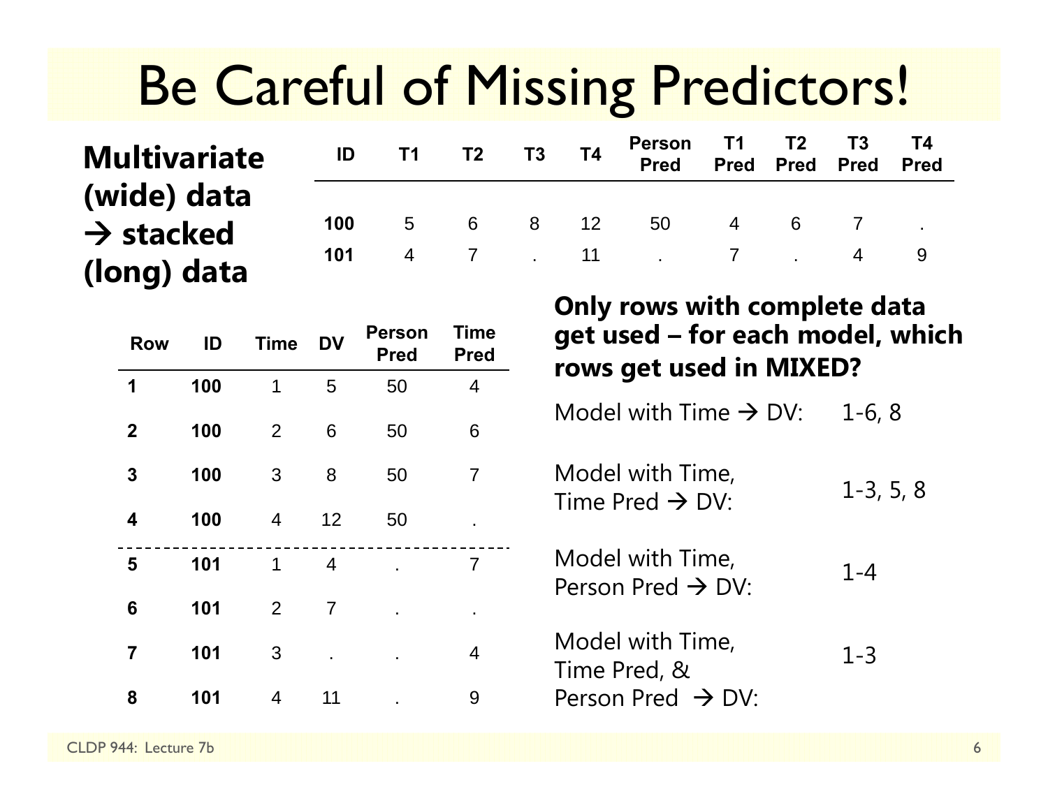# Be Careful of Missing Predictors!

**Multivariate (wide) data → stacked (long) data**

| ID | T1 | T2 | T3 | T4 | Person Pred | T1 Pred | T2 Pred | T3 Pred | T4 Pred |
|---|---|---|---|---|---|---|---|---|---|
| **100** | 5 | 6 | 8 | 12 | 50 | 4 | 6 | 7 | . |
| **101** | 4 | 7 | . | 11 | . | 7 | . | 4 | 9 |

| Row | ID | Time | DV | Person Pred | Time Pred |
|---|---|---|---|---|---|
| **1** | **100** | 1 | 5 | 50 | 4 |
| **2** | **100** | 2 | 6 | 50 | 6 |
| **3** | **100** | 3 | 8 | 50 | 7 |
| **4** | **100** | 4 | 12 | 50 | . |
| **5** | **101** | 1 | 4 | . | 7 |
| **6** | **101** | 2 | 7 | . | . |
| **7** | **101** | 3 | . | . | 4 |
| **8** | **101** | 4 | 11 | . | 9 |

**Only rows with complete data get used – for each model, which rows get used in MIXED?**

| Model | Rows |
|---|---|
| Model with Time → DV: | 1-6, 8 |
| Model with Time, Time Pred → DV: | 1-3, 5, 8 |
| Model with Time, Person Pred → DV: | 1-4 |
| Model with Time, Time Pred, & Person Pred → DV: | 1-3 |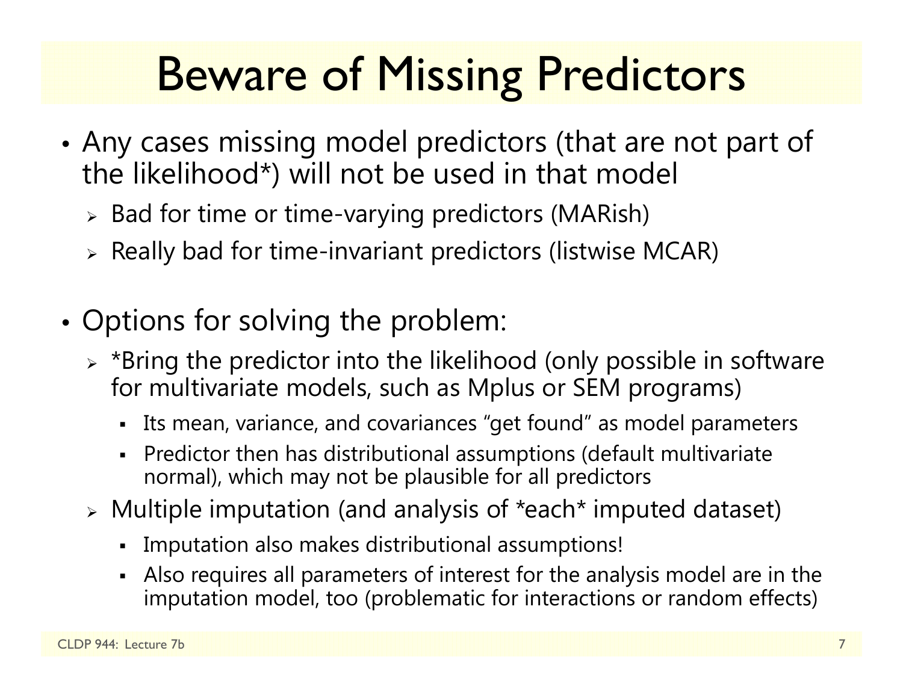# Beware of Missing Predictors

- Any cases missing model predictors (that are not part of the likelihood*) will not be used in that model
  - Bad for time or time-varying predictors (MARish)
  - Really bad for time-invariant predictors (listwise MCAR)

- Options for solving the problem:
  - *Bring the predictor into the likelihood (only possible in software for multivariate models, such as Mplus or SEM programs)
    - Its mean, variance, and covariances "get found" as model parameters
    - Predictor then has distributional assumptions (default multivariate normal), which may not be plausible for all predictors
  - Multiple imputation (and analysis of *each* imputed dataset)
    - Imputation also makes distributional assumptions!
    - Also requires all parameters of interest for the analysis model are in the imputation model, too (problematic for interactions or random effects)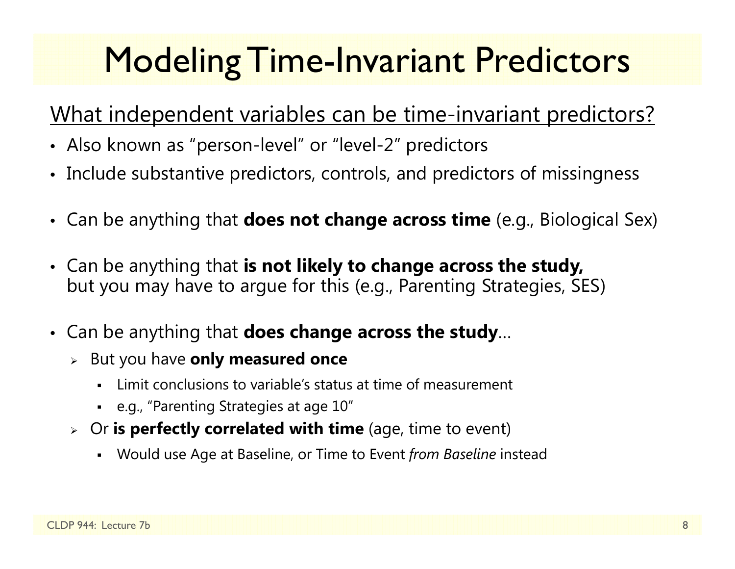# Modeling Time-Invariant Predictors

What independent variables can be time-invariant predictors?

- Also known as "person-level" or "level-2" predictors
- Include substantive predictors, controls, and predictors of missingness
- Can be anything that **does not change across time** (e.g., Biological Sex)
- Can be anything that **is not likely to change across the study,** but you may have to argue for this (e.g., Parenting Strategies, SES)
- Can be anything that **does change across the study**…
  - But you have **only measured once**
    - Limit conclusions to variable's status at time of measurement
    - e.g., "Parenting Strategies at age 10"
  - Or **is perfectly correlated with time** (age, time to event)
    - Would use Age at Baseline, or Time to Event *from Baseline* instead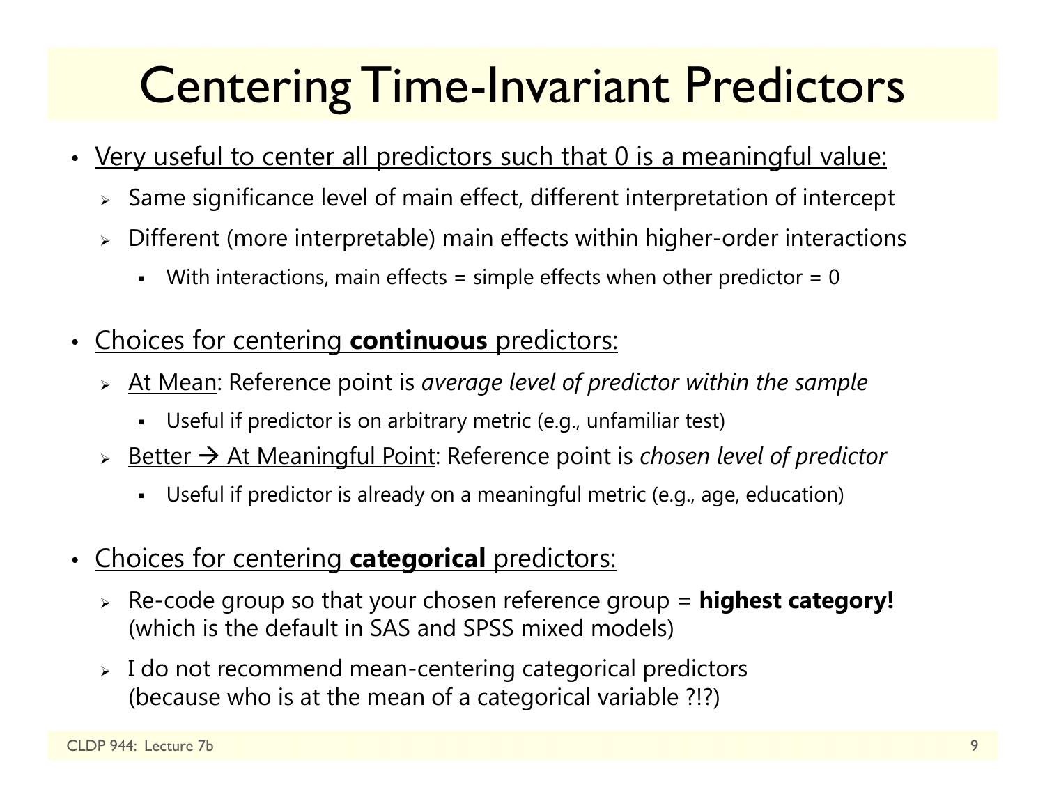# Centering Time-Invariant Predictors

- Very useful to center all predictors such that 0 is a meaningful value:
  - Same significance level of main effect, different interpretation of intercept
  - Different (more interpretable) main effects within higher-order interactions
    - With interactions, main effects = simple effects when other predictor = 0

- Choices for centering **continuous** predictors:
  - At Mean: Reference point is *average level of predictor within the sample*
    - Useful if predictor is on arbitrary metric (e.g., unfamiliar test)
  - Better → At Meaningful Point: Reference point is *chosen level of predictor*
    - Useful if predictor is already on a meaningful metric (e.g., age, education)

- Choices for centering **categorical** predictors:
  - Re-code group so that your chosen reference group = **highest category!** (which is the default in SAS and SPSS mixed models)
  - I do not recommend mean-centering categorical predictors (because who is at the mean of a categorical variable ?!?)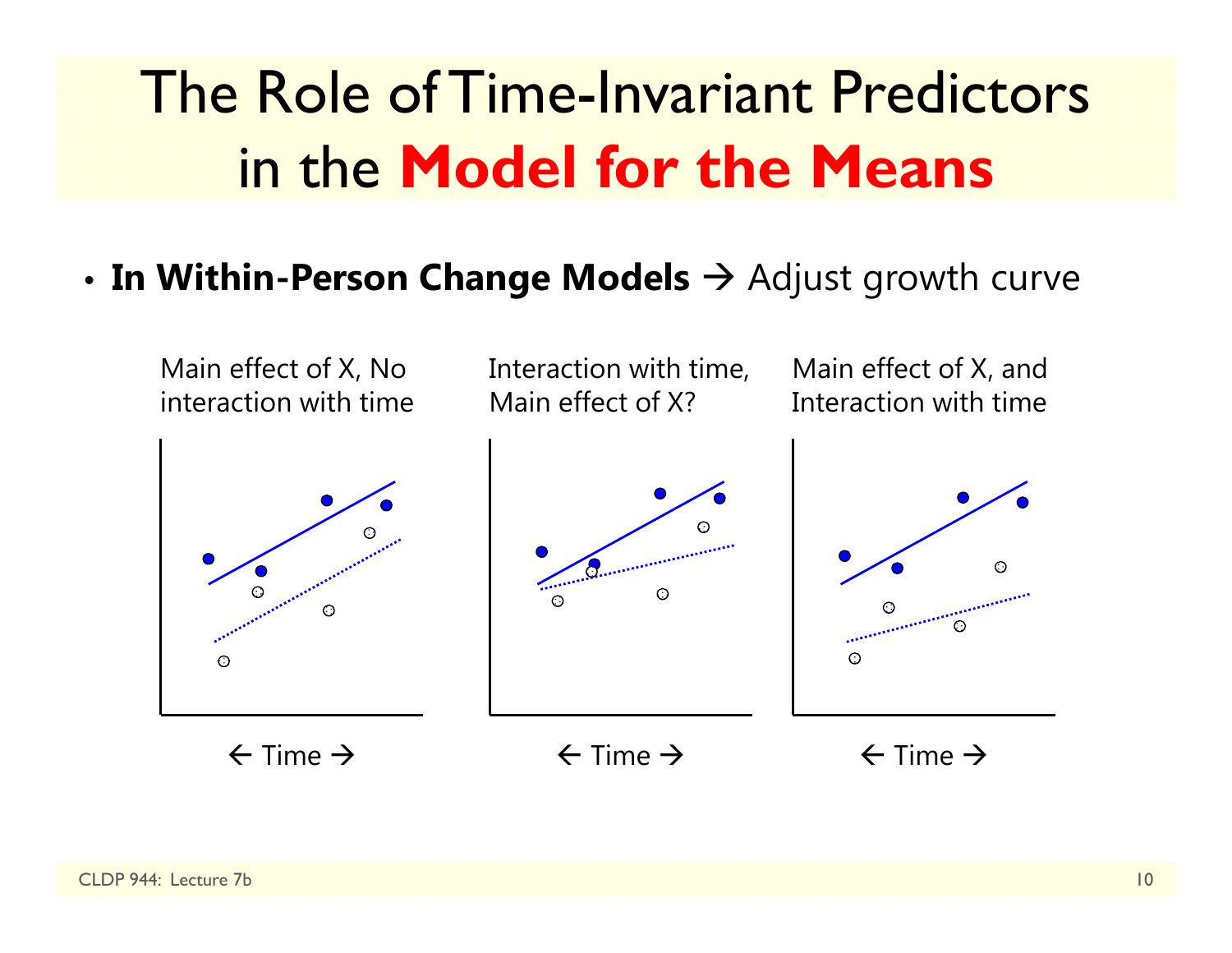# The Role of Time-Invariant Predictors in the **Model for the Means**

- **In Within-Person Change Models** → Adjust growth curve

Main effect of X, No interaction with time

← Time →

Interaction with time, Main effect of X?

← Time →

Main effect of X, and Interaction with time

← Time →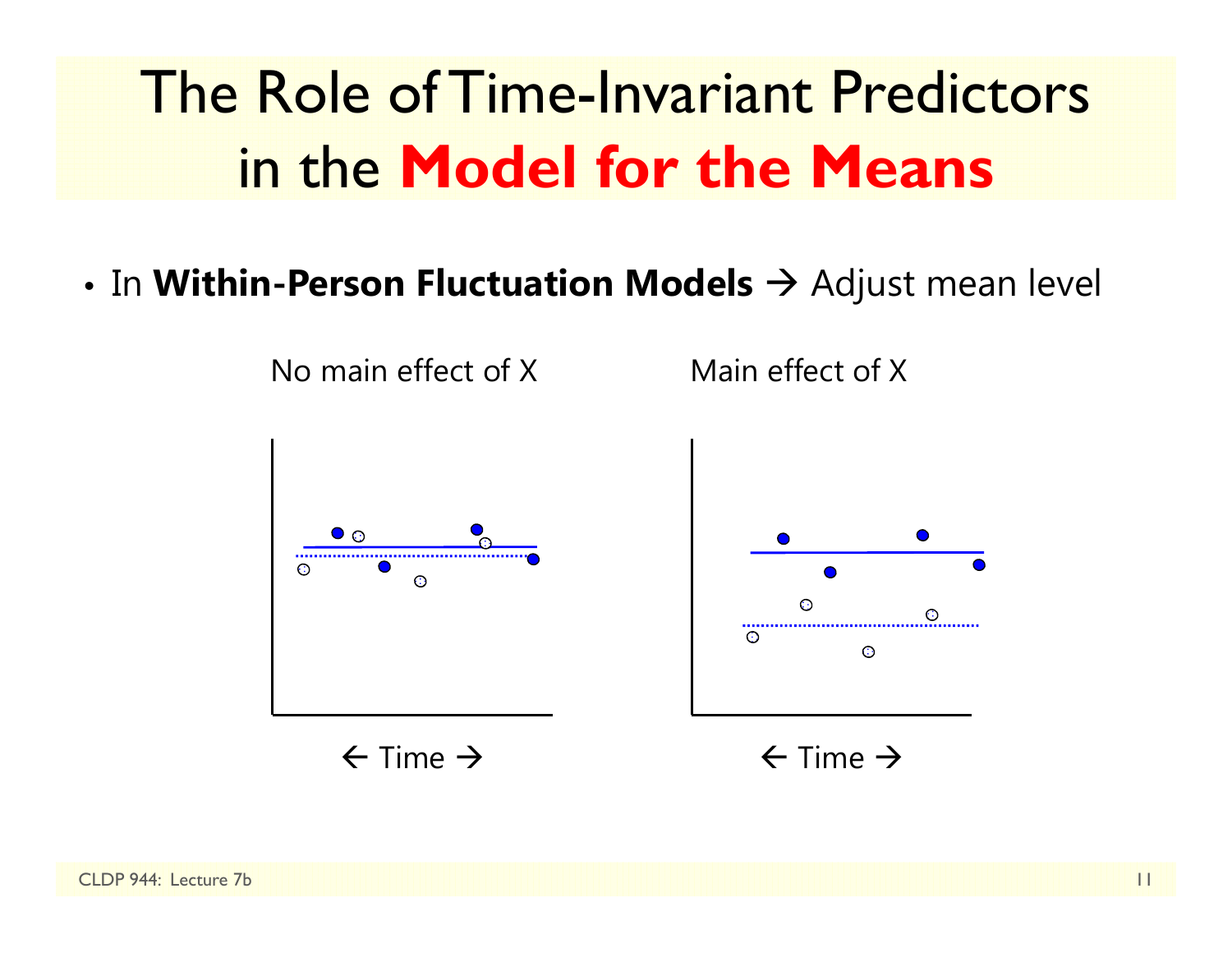# The Role of Time-Invariant Predictors in the **Model for the Means**

- In **Within-Person Fluctuation Models** → Adjust mean level

No main effect of X

← Time →

Main effect of X

← Time →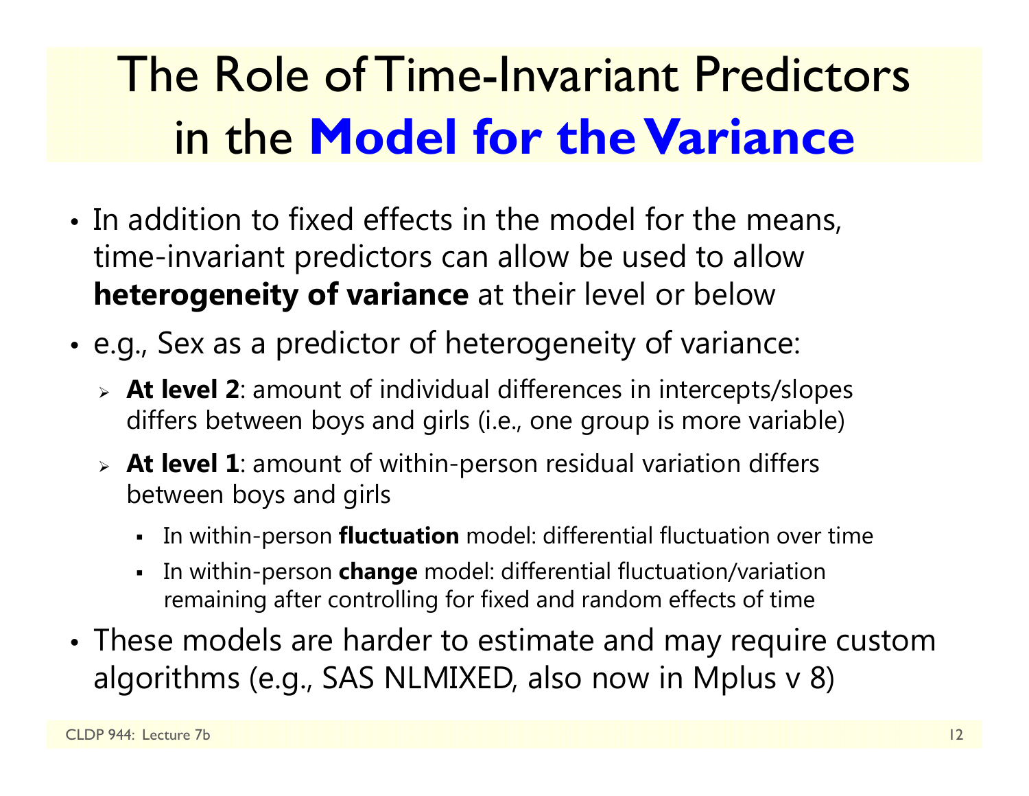# The Role of Time-Invariant Predictors in the **Model for the Variance**

- In addition to fixed effects in the model for the means, time-invariant predictors can allow be used to allow **heterogeneity of variance** at their level or below
- e.g., Sex as a predictor of heterogeneity of variance:
  - **At level 2**: amount of individual differences in intercepts/slopes differs between boys and girls (i.e., one group is more variable)
  - **At level 1**: amount of within-person residual variation differs between boys and girls
    - In within-person **fluctuation** model: differential fluctuation over time
    - In within-person **change** model: differential fluctuation/variation remaining after controlling for fixed and random effects of time
- These models are harder to estimate and may require custom algorithms (e.g., SAS NLMIXED, also now in Mplus v 8)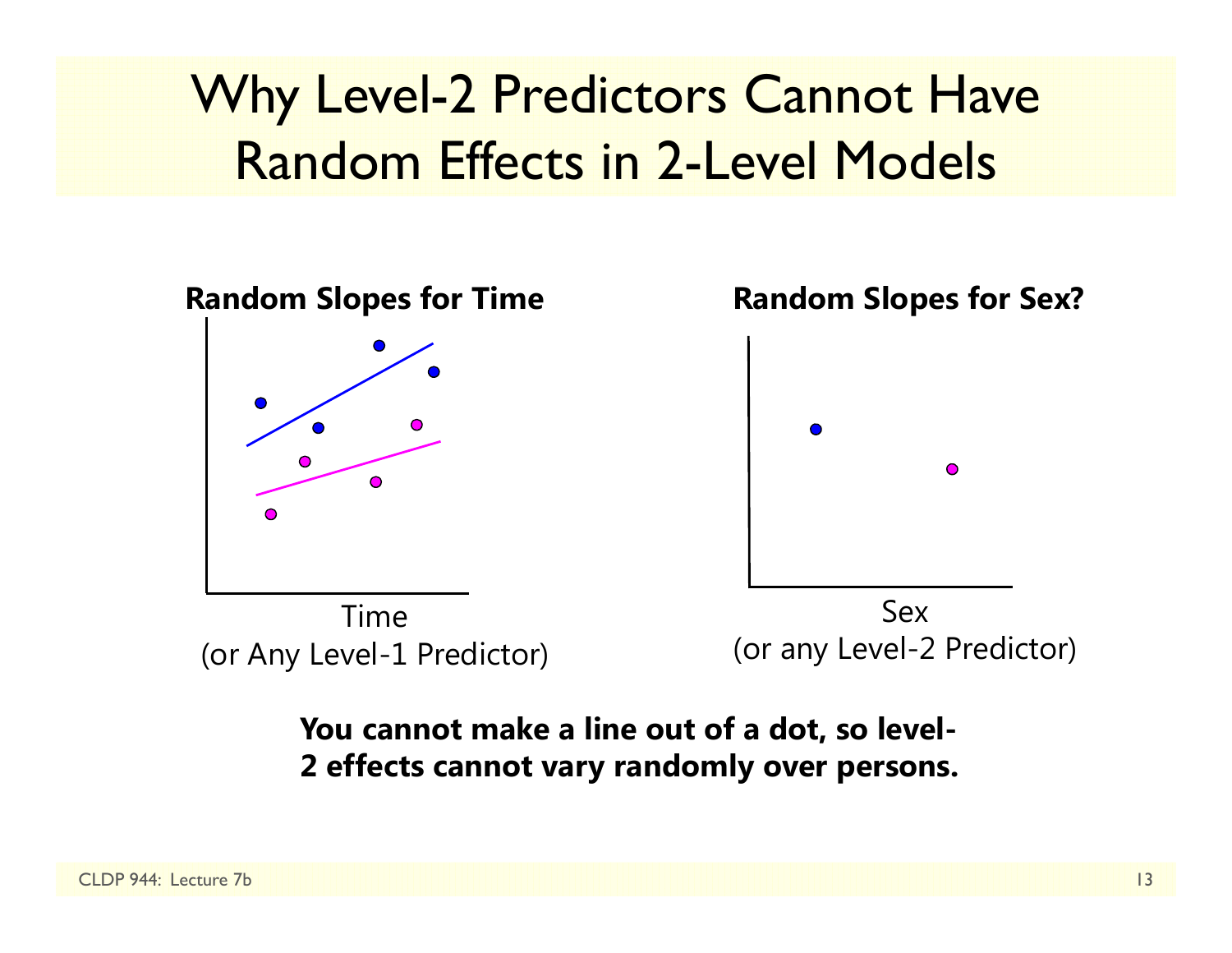# Why Level-2 Predictors Cannot Have Random Effects in 2-Level Models

**Random Slopes for Time**

Time
(or Any Level-1 Predictor)

**Random Slopes for Sex?**

Sex
(or any Level-2 Predictor)

**You cannot make a line out of a dot, so level-2 effects cannot vary randomly over persons.**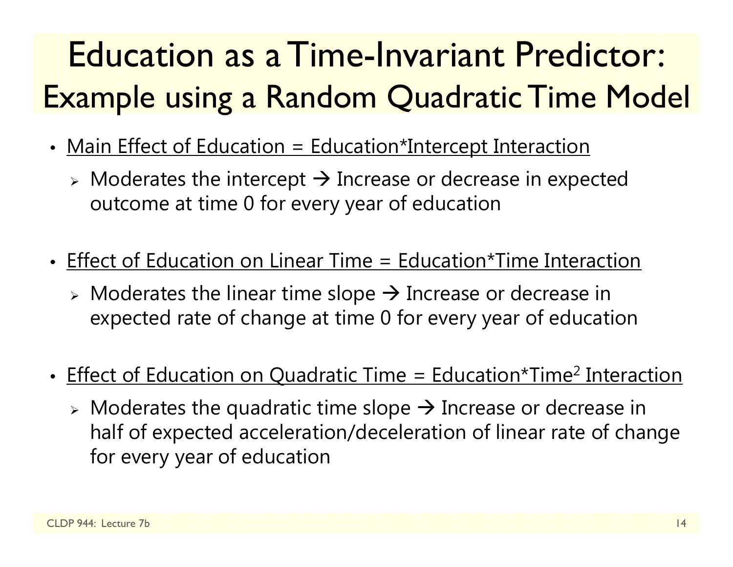# Education as a Time-Invariant Predictor: Example using a Random Quadratic Time Model

- Main Effect of Education = Education*Intercept Interaction
  - Moderates the intercept → Increase or decrease in expected outcome at time 0 for every year of education
- Effect of Education on Linear Time = Education*Time Interaction
  - Moderates the linear time slope → Increase or decrease in expected rate of change at time 0 for every year of education
- Effect of Education on Quadratic Time = Education*$Time^2$ Interaction
  - Moderates the quadratic time slope → Increase or decrease in half of expected acceleration/deceleration of linear rate of change for every year of education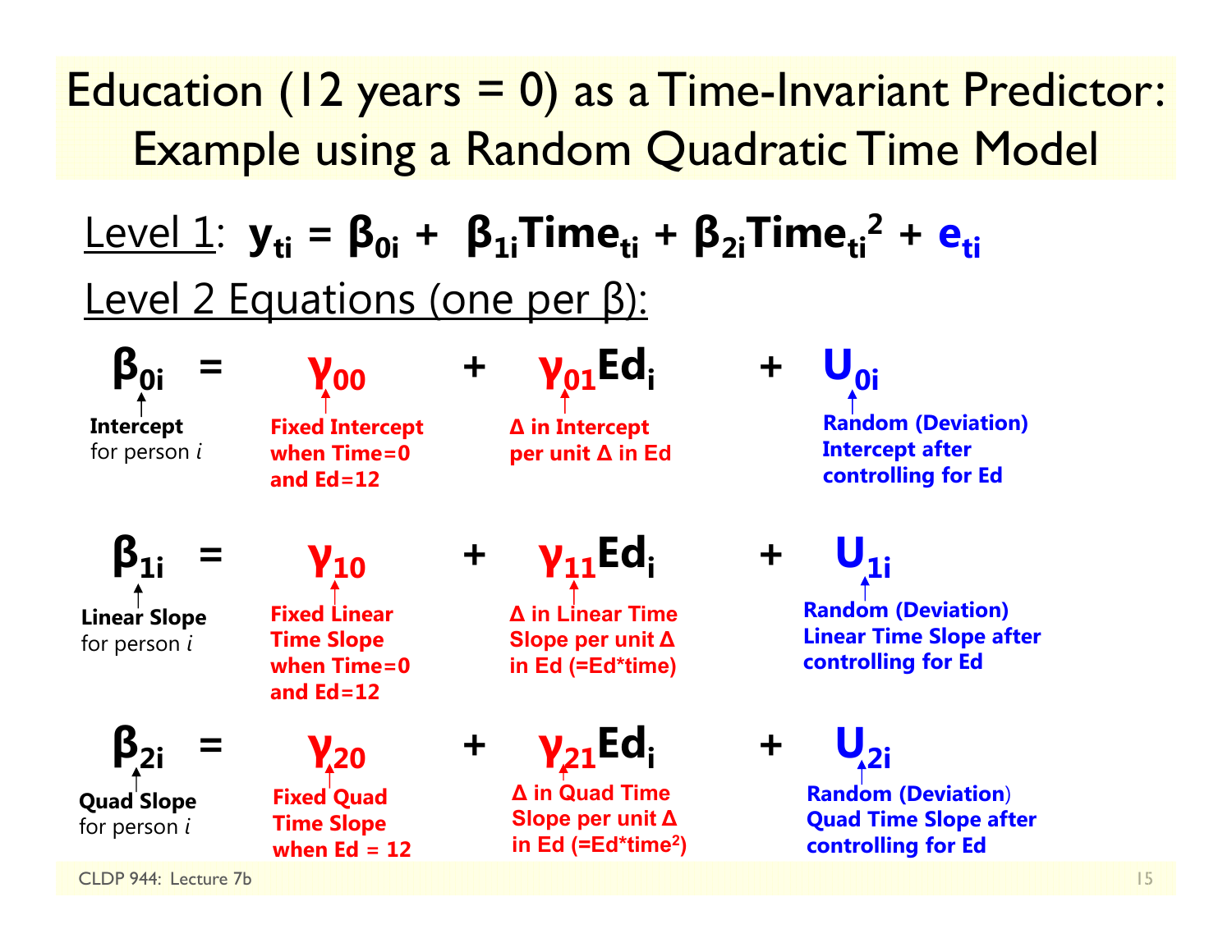# Education (12 years = 0) as a Time-Invariant Predictor: Example using a Random Quadratic Time Model

Level 1: $y_{ti} = \beta_{0i} + \beta_{1i}Time_{ti} + \beta_{2i}Time_{ti}^2 + e_{ti}$

Level 2 Equations (one per β):

$$\beta_{0i} = \gamma_{00} + \gamma_{01}Ed_i + U_{0i}$$

- $\beta_{0i}$: **Intercept** for person *i*
- $\gamma_{00}$: **Fixed Intercept when Time=0 and Ed=12**
- $\gamma_{01}$: **Δ in Intercept per unit Δ in Ed**
- $U_{0i}$: **Random (Deviation) Intercept after controlling for Ed**

$$\beta_{1i} = \gamma_{10} + \gamma_{11}Ed_i + U_{1i}$$

- $\beta_{1i}$: **Linear Slope** for person *i*
- $\gamma_{10}$: **Fixed Linear Time Slope when Time=0 and Ed=12**
- $\gamma_{11}$: **Δ in Linear Time Slope per unit Δ in Ed (=Ed*time)**
- $U_{1i}$: **Random (Deviation) Linear Time Slope after controlling for Ed**

$$\beta_{2i} = \gamma_{20} + \gamma_{21}Ed_i + U_{2i}$$

- $\beta_{2i}$: **Quad Slope** for person *i*
- $\gamma_{20}$: **Fixed Quad Time Slope when Ed = 12**
- $\gamma_{21}$: **Δ in Quad Time Slope per unit Δ in Ed (=Ed*time$^2$)**
- $U_{2i}$: **Random (Deviation) Quad Time Slope after controlling for Ed**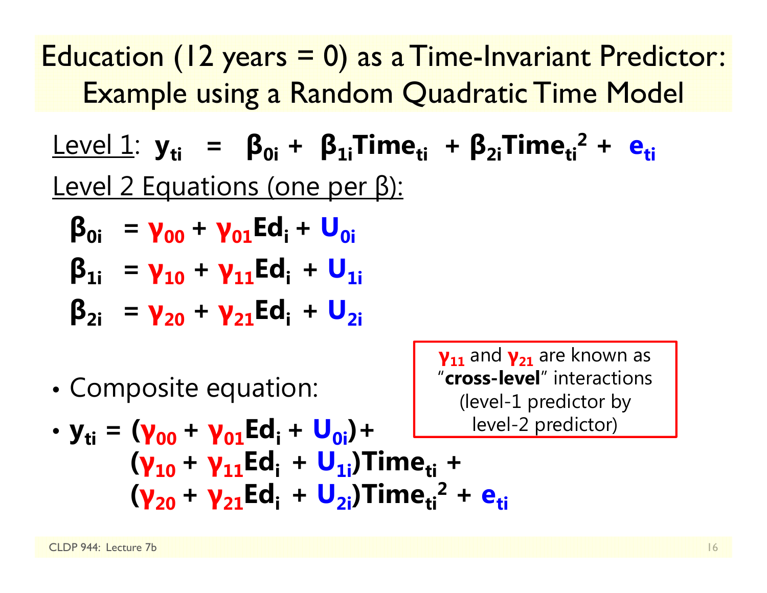# Education (12 years = 0) as a Time-Invariant Predictor: Example using a Random Quadratic Time Model

Level 1: $y_{ti} = \beta_{0i} + \beta_{1i}Time_{ti} + \beta_{2i}Time_{ti}^2 + e_{ti}$

Level 2 Equations (one per β):

$$\beta_{0i} = \gamma_{00} + \gamma_{01}Ed_i + U_{0i}$$

$$\beta_{1i} = \gamma_{10} + \gamma_{11}Ed_i + U_{1i}$$

$$\beta_{2i} = \gamma_{20} + \gamma_{21}Ed_i + U_{2i}$$

$\gamma_{11}$ and $\gamma_{21}$ are known as "**cross-level**" interactions (level-1 predictor by level-2 predictor)

- Composite equation:
- $$y_{ti} = (\gamma_{00} + \gamma_{01}Ed_i + U_{0i}) + (\gamma_{10} + \gamma_{11}Ed_i + U_{1i})Time_{ti} + (\gamma_{20} + \gamma_{21}Ed_i + U_{2i})Time_{ti}^2 + e_{ti}$$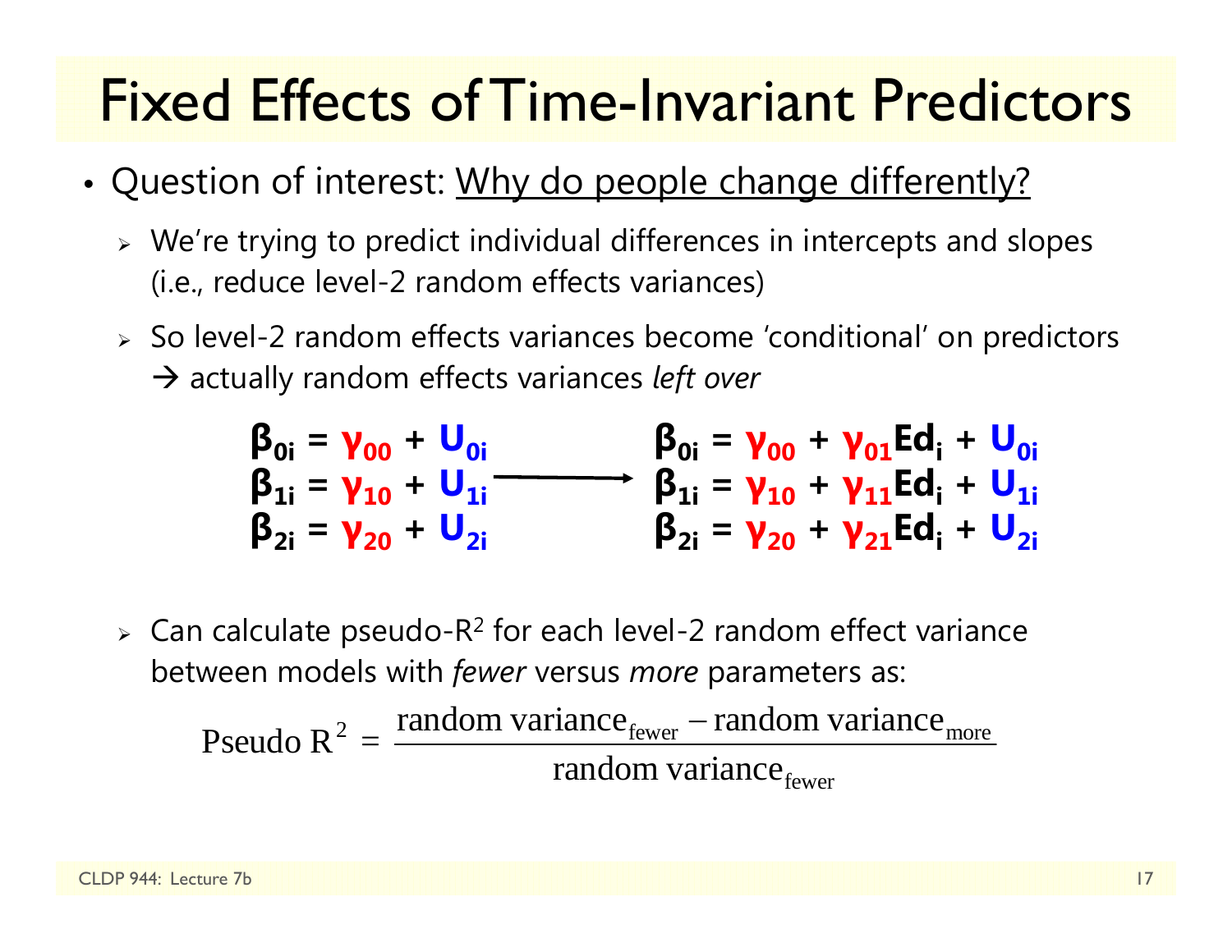# Fixed Effects of Time-Invariant Predictors

- Question of interest: Why do people change differently?
  - We're trying to predict individual differences in intercepts and slopes (i.e., reduce level-2 random effects variances)
  - So level-2 random effects variances become 'conditional' on predictors → actually random effects variances *left over*

$$
\begin{aligned}
\beta_{0i} &= \gamma_{00} + U_{0i} \\
\beta_{1i} &= \gamma_{10} + U_{1i} \\
\beta_{2i} &= \gamma_{20} + U_{2i}
\end{aligned}
\quad \longrightarrow \quad
\begin{aligned}
\beta_{0i} &= \gamma_{00} + \gamma_{01}Ed_i + U_{0i} \\
\beta_{1i} &= \gamma_{10} + \gamma_{11}Ed_i + U_{1i} \\
\beta_{2i} &= \gamma_{20} + \gamma_{21}Ed_i + U_{2i}
\end{aligned}
$$

  - Can calculate pseudo-$R^2$ for each level-2 random effect variance between models with *fewer* versus *more* parameters as:

$$
\text{Pseudo } R^2 = \frac{\text{random variance}_{\text{fewer}} - \text{random variance}_{\text{more}}}{\text{random variance}_{\text{fewer}}}
$$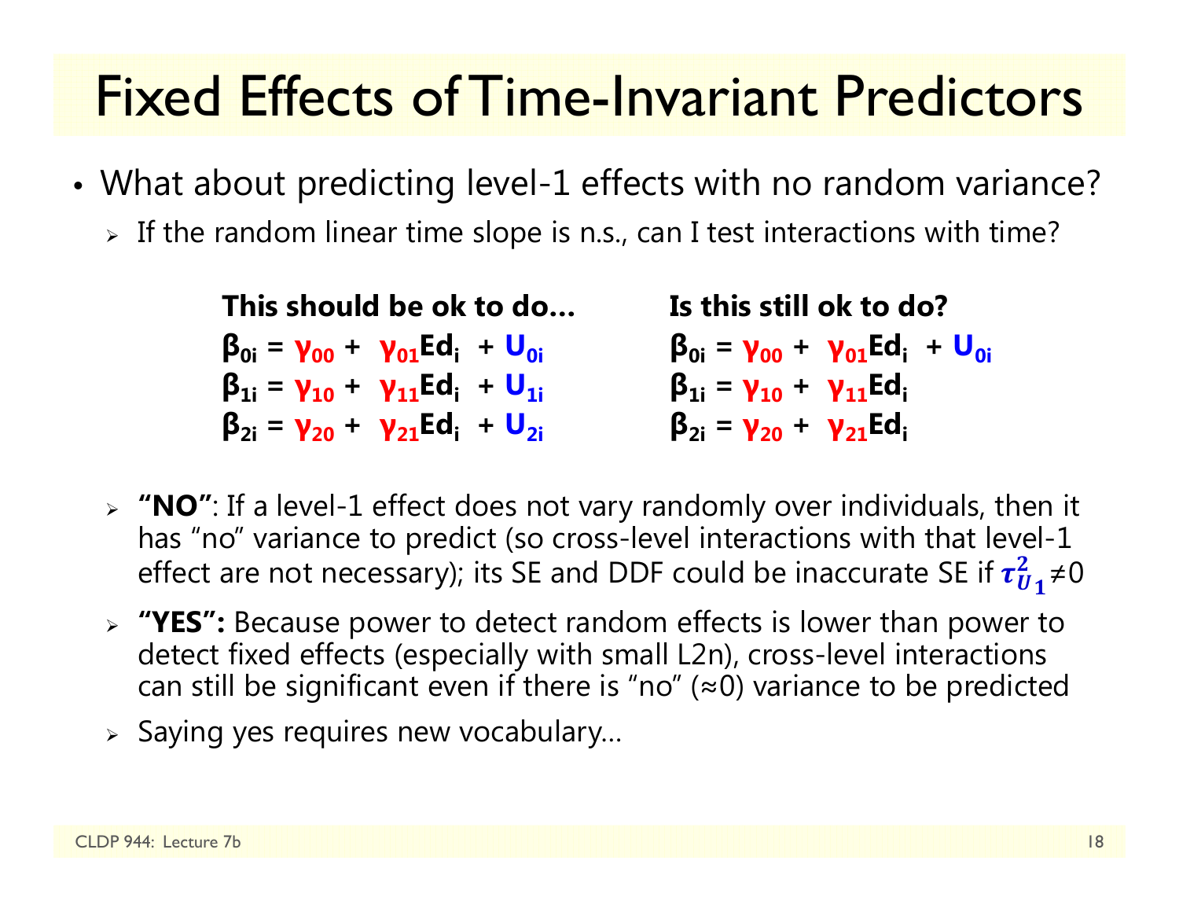# Fixed Effects of Time-Invariant Predictors

- What about predicting level-1 effects with no random variance?
  - If the random linear time slope is n.s., can I test interactions with time?

**This should be ok to do…**

$$\beta_{0i} = \gamma_{00} + \gamma_{01}Ed_i + U_{0i}$$
$$\beta_{1i} = \gamma_{10} + \gamma_{11}Ed_i + U_{1i}$$
$$\beta_{2i} = \gamma_{20} + \gamma_{21}Ed_i + U_{2i}$$

**Is this still ok to do?**

$$\beta_{0i} = \gamma_{00} + \gamma_{01}Ed_i + U_{0i}$$
$$\beta_{1i} = \gamma_{10} + \gamma_{11}Ed_i$$
$$\beta_{2i} = \gamma_{20} + \gamma_{21}Ed_i$$

  - **"NO"**: If a level-1 effect does not vary randomly over individuals, then it has "no" variance to predict (so cross-level interactions with that level-1 effect are not necessary); its SE and DDF could be inaccurate SE if $\tau^2_{U_1} \neq 0$
  - **"YES":** Because power to detect random effects is lower than power to detect fixed effects (especially with small L2n), cross-level interactions can still be significant even if there is "no" (≈0) variance to be predicted
  - Saying yes requires new vocabulary…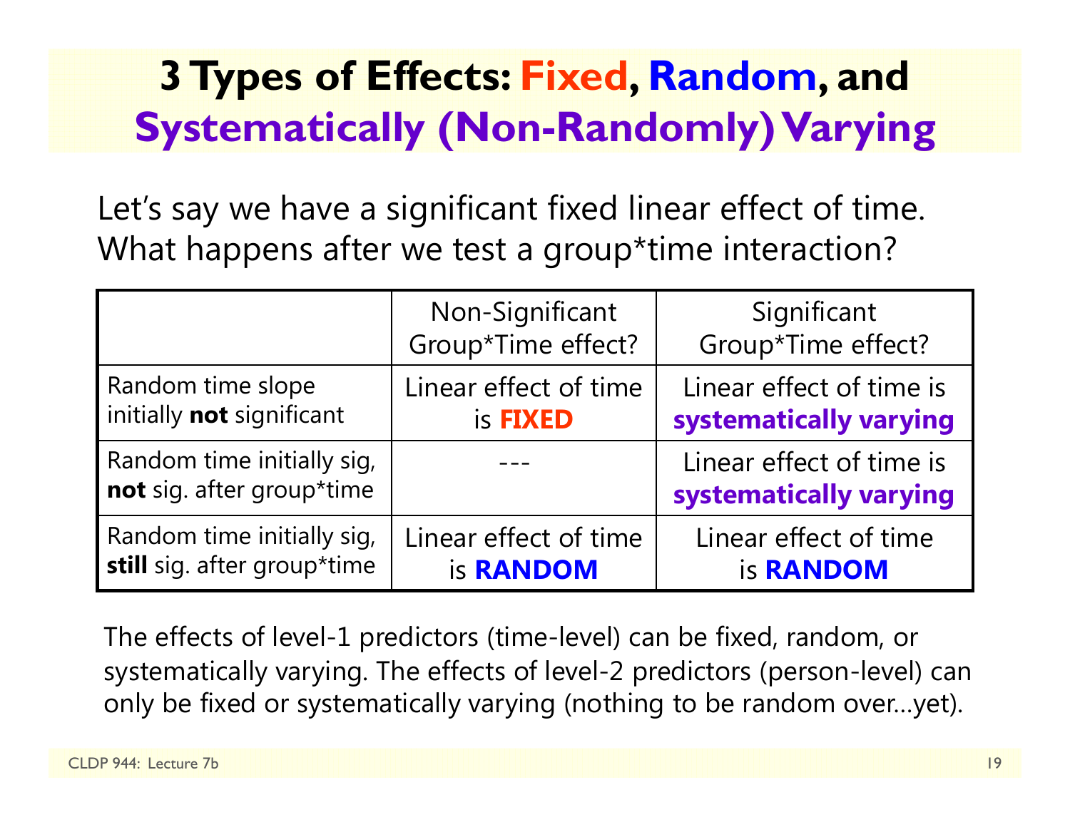# 3 Types of Effects: Fixed, Random, and Systematically (Non-Randomly) Varying

Let's say we have a significant fixed linear effect of time. What happens after we test a group*time interaction?

| | Non-Significant Group*Time effect? | Significant Group*Time effect? |
|---|---|---|
| Random time slope initially **not** significant | Linear effect of time is **FIXED** | Linear effect of time is **systematically varying** |
| Random time initially sig, **not** sig. after group*time | --- | Linear effect of time is **systematically varying** |
| Random time initially sig, **still** sig. after group*time | Linear effect of time is **RANDOM** | Linear effect of time is **RANDOM** |

The effects of level-1 predictors (time-level) can be fixed, random, or systematically varying. The effects of level-2 predictors (person-level) can only be fixed or systematically varying (nothing to be random over…yet).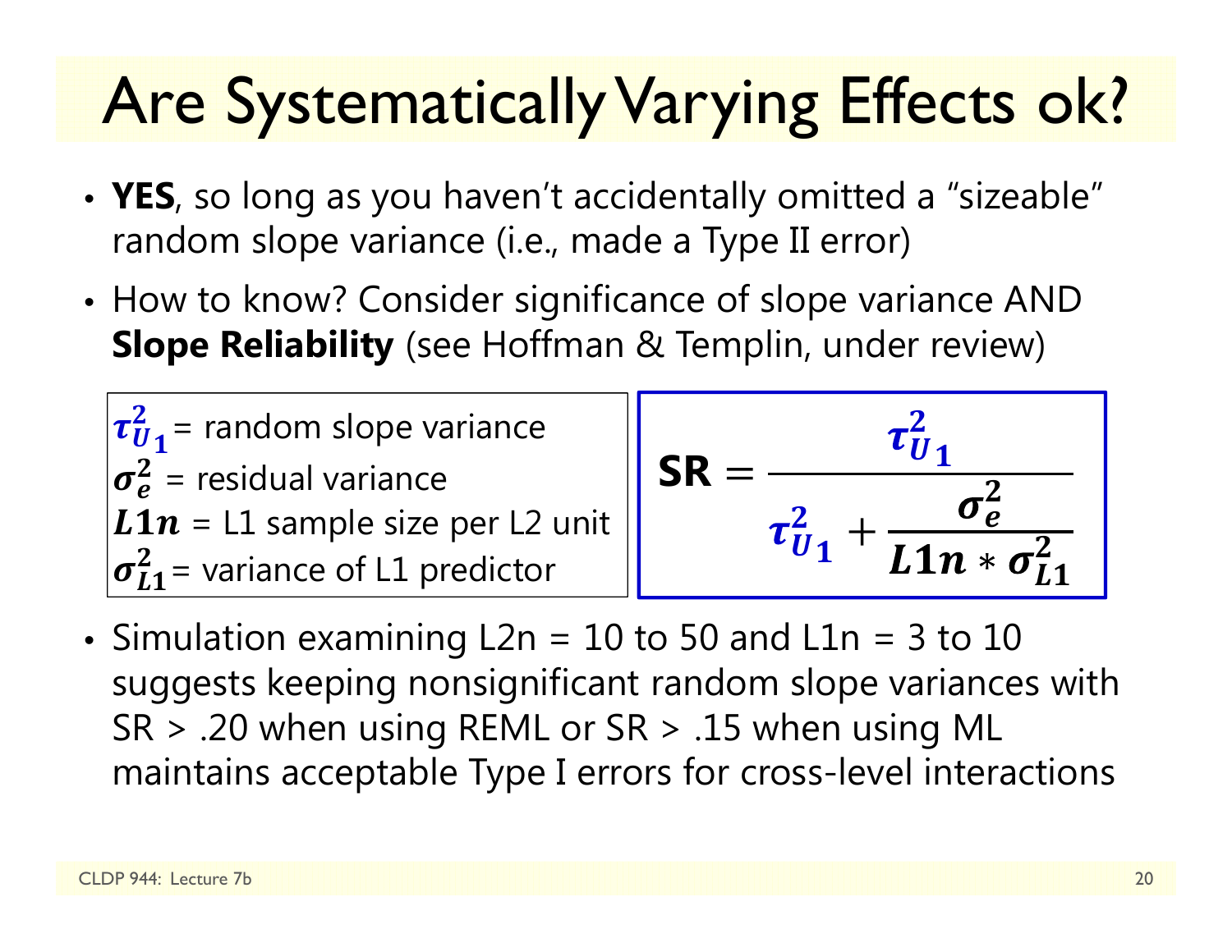# Are Systematically Varying Effects ok?

- **YES**, so long as you haven't accidentally omitted a "sizeable" random slope variance (i.e., made a Type II error)
- How to know? Consider significance of slope variance AND **Slope Reliability** (see Hoffman & Templin, under review)

$\tau^2_{U_1}$ = random slope variance
$\sigma^2_e$ = residual variance
$L1n$ = L1 sample size per L2 unit
$\sigma^2_{L1}$ = variance of L1 predictor

$$\textbf{SR} = \frac{\tau^2_{U_1}}{\tau^2_{U_1} + \dfrac{\sigma^2_e}{L1n * \sigma^2_{L1}}}$$

- Simulation examining L2n = 10 to 50 and L1n = 3 to 10 suggests keeping nonsignificant random slope variances with SR > .20 when using REML or SR > .15 when using ML maintains acceptable Type I errors for cross-level interactions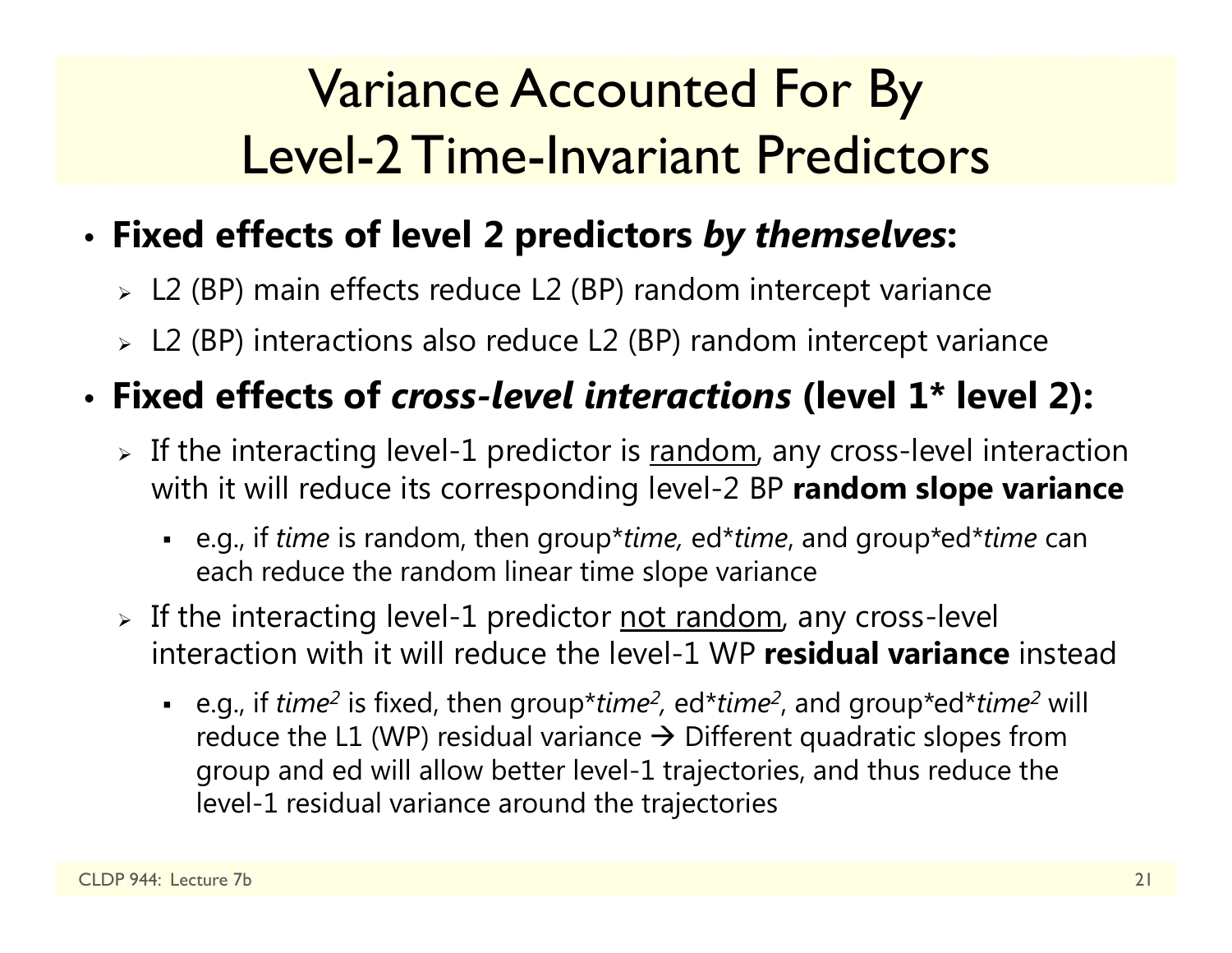# Variance Accounted For By Level-2 Time-Invariant Predictors

- **Fixed effects of level 2 predictors *by themselves*:**
  - L2 (BP) main effects reduce L2 (BP) random intercept variance
  - L2 (BP) interactions also reduce L2 (BP) random intercept variance
- **Fixed effects of *cross-level interactions* (level 1* level 2):**
  - If the interacting level-1 predictor is <u>random</u>, any cross-level interaction with it will reduce its corresponding level-2 BP **random slope variance**
    - e.g., if *time* is random, then group*​*time,* ed*​*time*, and group*ed*​*time* can each reduce the random linear time slope variance
  - If the interacting level-1 predictor <u>not random</u>, any cross-level interaction with it will reduce the level-1 WP **residual variance** instead
    - e.g., if $time^2$ is fixed, then group*$time^2$, ed*$time^2$, and group*ed*$time^2$ will reduce the L1 (WP) residual variance → Different quadratic slopes from group and ed will allow better level-1 trajectories, and thus reduce the level-1 residual variance around the trajectories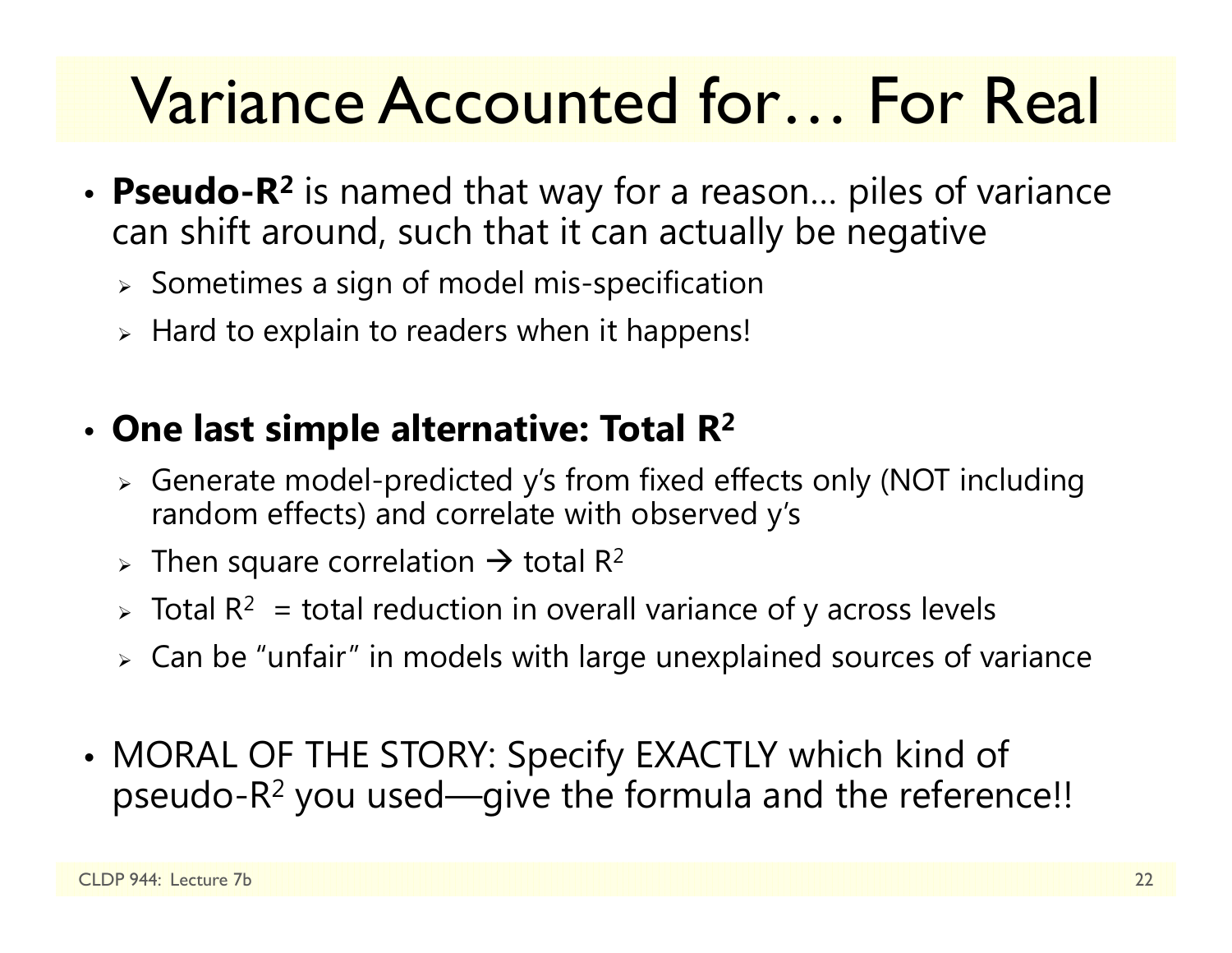# Variance Accounted for… For Real

- **Pseudo-$R^2$** is named that way for a reason… piles of variance can shift around, such that it can actually be negative
  - Sometimes a sign of model mis-specification
  - Hard to explain to readers when it happens!

- **One last simple alternative: Total $R^2$**
  - Generate model-predicted y's from fixed effects only (NOT including random effects) and correlate with observed y's
  - Then square correlation → total $R^2$
  - Total $R^2$ = total reduction in overall variance of y across levels
  - Can be "unfair" in models with large unexplained sources of variance

- MORAL OF THE STORY: Specify EXACTLY which kind of pseudo-$R^2$ you used—give the formula and the reference!!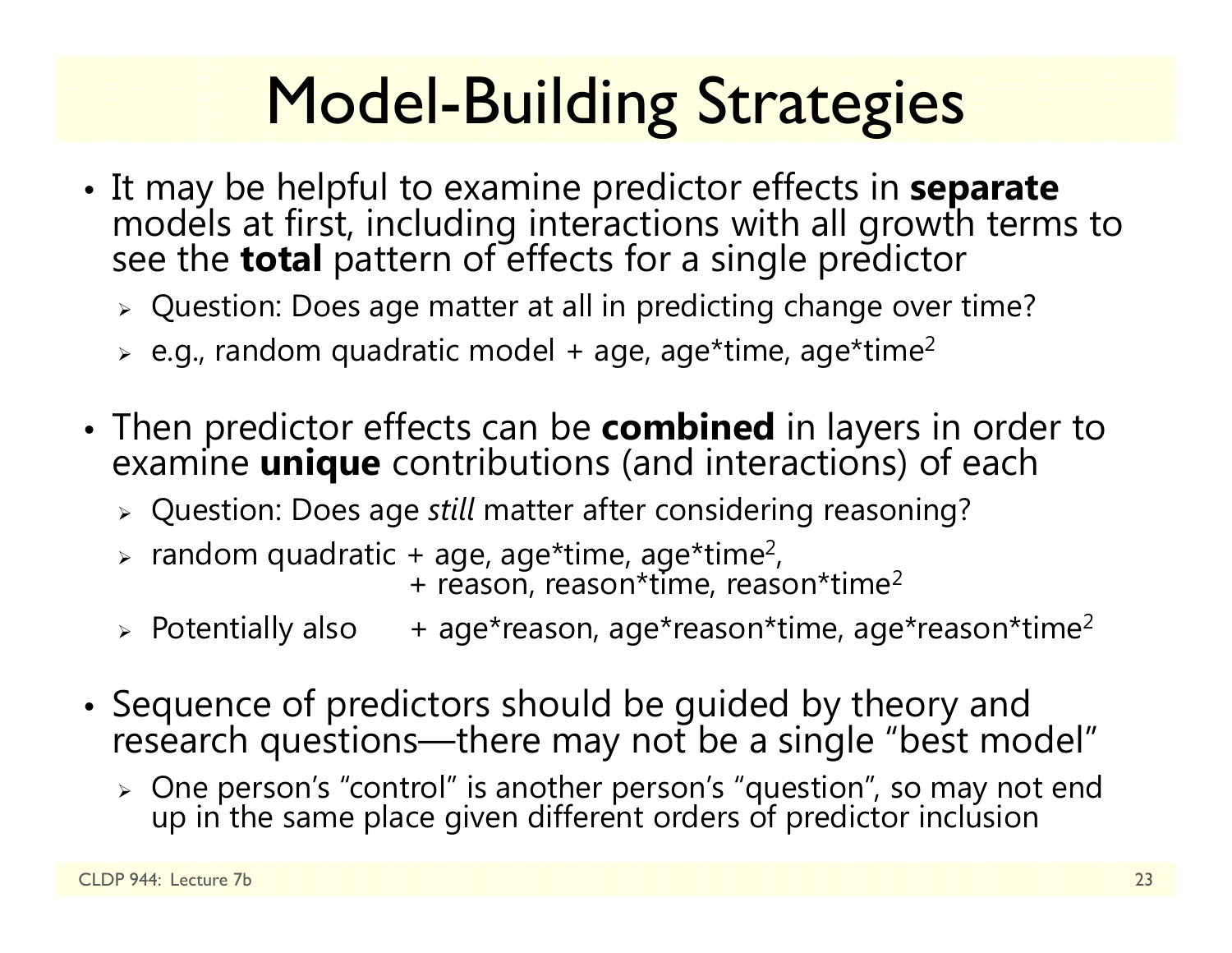# Model-Building Strategies

- It may be helpful to examine predictor effects in **separate** models at first, including interactions with all growth terms to see the **total** pattern of effects for a single predictor
  - Question: Does age matter at all in predicting change over time?
  - e.g., random quadratic model + age, age*time, age*time$^2$
- Then predictor effects can be **combined** in layers in order to examine **unique** contributions (and interactions) of each
  - Question: Does age *still* matter after considering reasoning?
  - random quadratic + age, age*time, age*time$^2$,
    + reason, reason*time, reason*time$^2$
  - Potentially also + age*reason, age*reason*time, age*reason*time$^2$
- Sequence of predictors should be guided by theory and research questions—there may not be a single "best model"
  - One person's "control" is another person's "question", so may not end up in the same place given different orders of predictor inclusion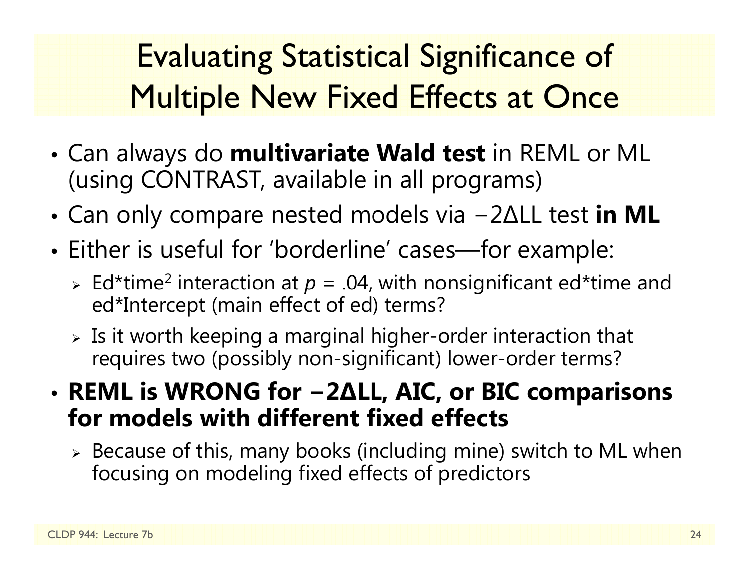# Evaluating Statistical Significance of Multiple New Fixed Effects at Once

- Can always do **multivariate Wald test** in REML or ML (using CONTRAST, available in all programs)
- Can only compare nested models via −2ΔLL test **in ML**
- Either is useful for 'borderline' cases—for example:
  - Ed*time$^2$ interaction at $p$ = .04, with nonsignificant ed*time and ed*Intercept (main effect of ed) terms?
  - Is it worth keeping a marginal higher-order interaction that requires two (possibly non-significant) lower-order terms?
- **REML is WRONG for −2ΔLL, AIC, or BIC comparisons for models with different fixed effects**
  - Because of this, many books (including mine) switch to ML when focusing on modeling fixed effects of predictors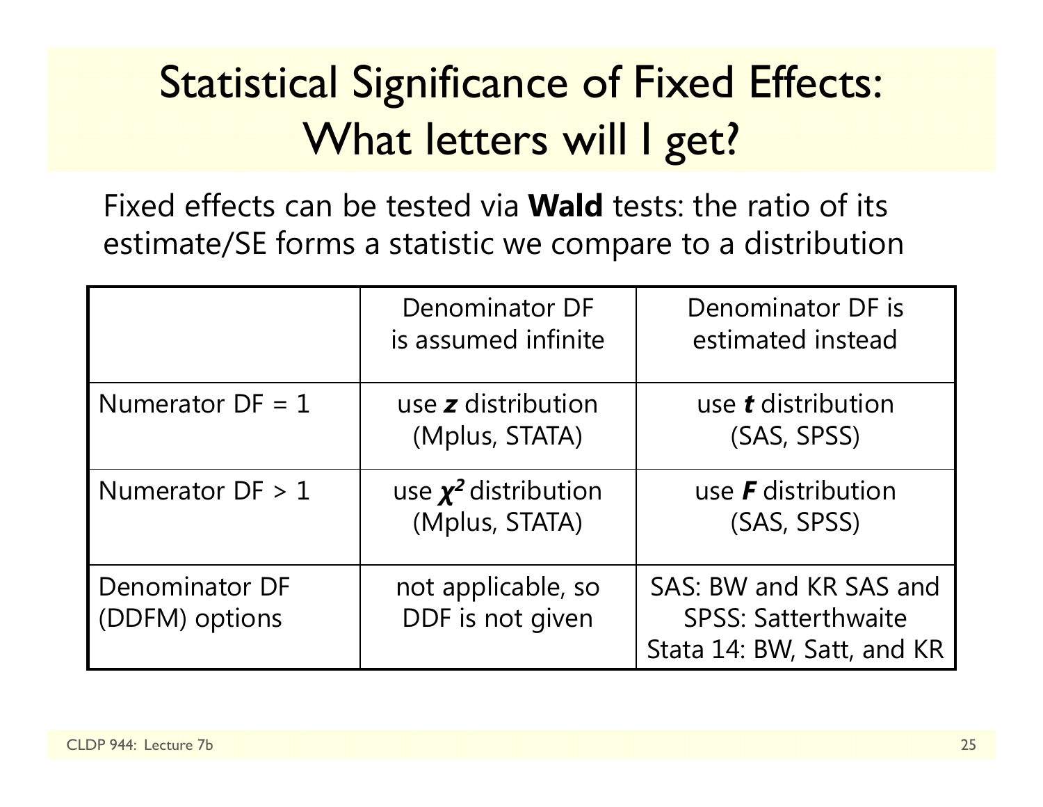# Statistical Significance of Fixed Effects: What letters will I get?

Fixed effects can be tested via **Wald** tests: the ratio of its estimate/SE forms a statistic we compare to a distribution

| | Denominator DF is assumed infinite | Denominator DF is estimated instead |
|---|---|---|
| Numerator DF = 1 | use ***z*** distribution (Mplus, STATA) | use ***t*** distribution (SAS, SPSS) |
| Numerator DF > 1 | use $\boldsymbol{\chi^2}$ distribution (Mplus, STATA) | use ***F*** distribution (SAS, SPSS) |
| Denominator DF (DDFM) options | not applicable, so DDF is not given | SAS: BW and KR SAS and SPSS: Satterthwaite Stata 14: BW, Satt, and KR |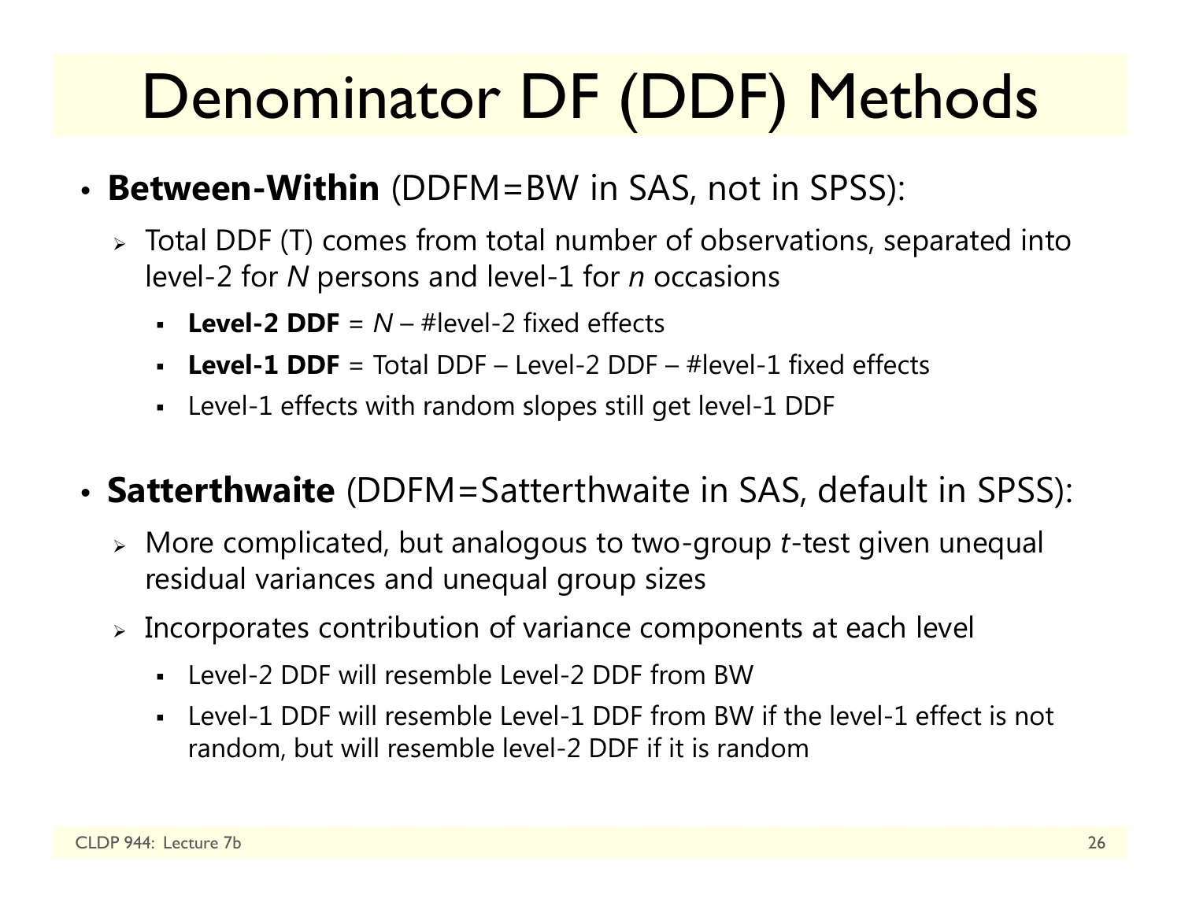# Denominator DF (DDF) Methods

- **Between-Within** (DDFM=BW in SAS, not in SPSS):
  - Total DDF (T) comes from total number of observations, separated into level-2 for *N* persons and level-1 for *n* occasions
    - **Level-2 DDF** = *N* – #level-2 fixed effects
    - **Level-1 DDF** = Total DDF – Level-2 DDF – #level-1 fixed effects
    - Level-1 effects with random slopes still get level-1 DDF

- **Satterthwaite** (DDFM=Satterthwaite in SAS, default in SPSS):
  - More complicated, but analogous to two-group *t*-test given unequal residual variances and unequal group sizes
  - Incorporates contribution of variance components at each level
    - Level-2 DDF will resemble Level-2 DDF from BW
    - Level-1 DDF will resemble Level-1 DDF from BW if the level-1 effect is not random, but will resemble level-2 DDF if it is random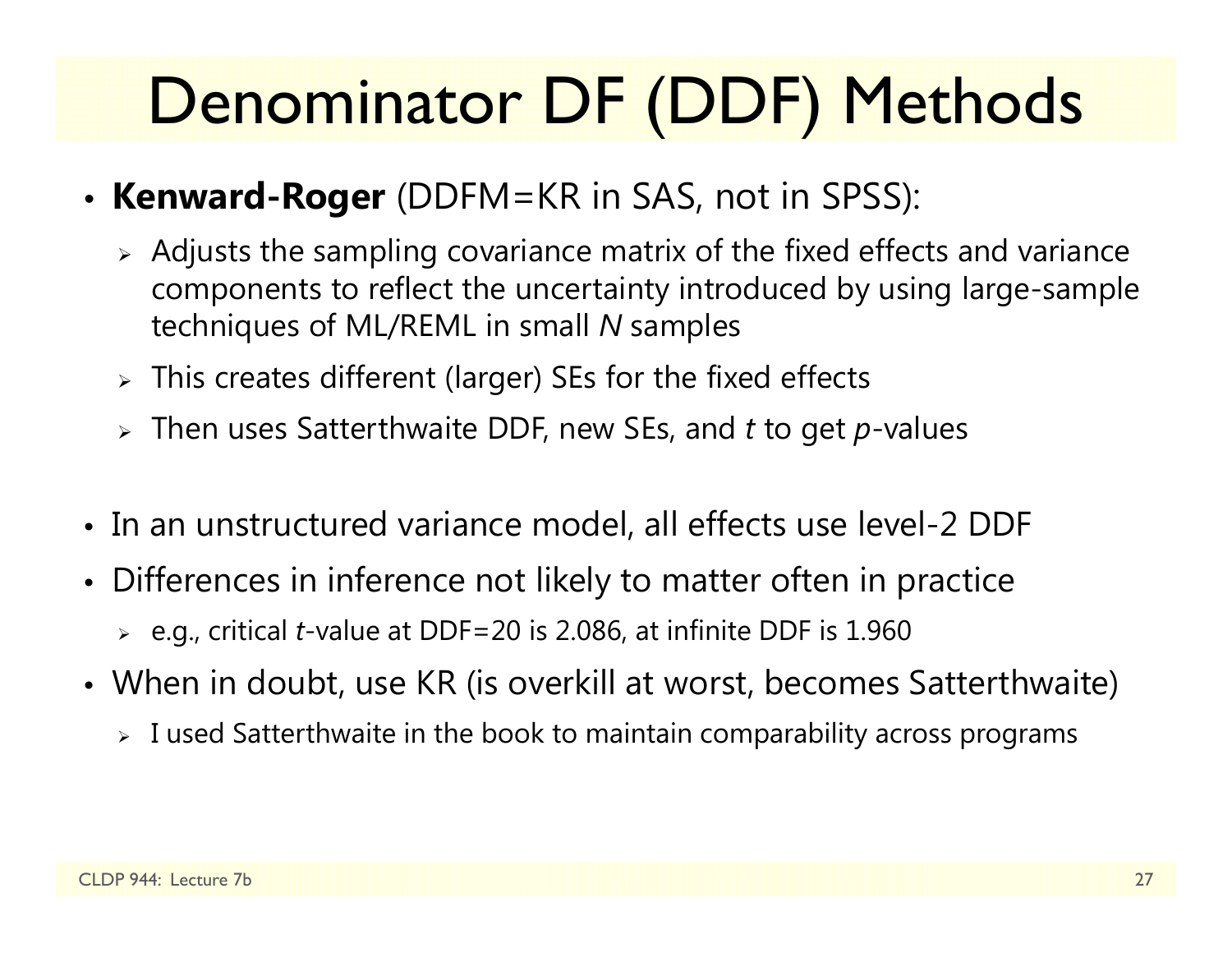# Denominator DF (DDF) Methods

- **Kenward-Roger** (DDFM=KR in SAS, not in SPSS):
  - Adjusts the sampling covariance matrix of the fixed effects and variance components to reflect the uncertainty introduced by using large-sample techniques of ML/REML in small *N* samples
  - This creates different (larger) SEs for the fixed effects
  - Then uses Satterthwaite DDF, new SEs, and *t* to get *p*-values

- In an unstructured variance model, all effects use level-2 DDF
- Differences in inference not likely to matter often in practice
  - e.g., critical *t*-value at DDF=20 is 2.086, at infinite DDF is 1.960
- When in doubt, use KR (is overkill at worst, becomes Satterthwaite)
  - I used Satterthwaite in the book to maintain comparability across programs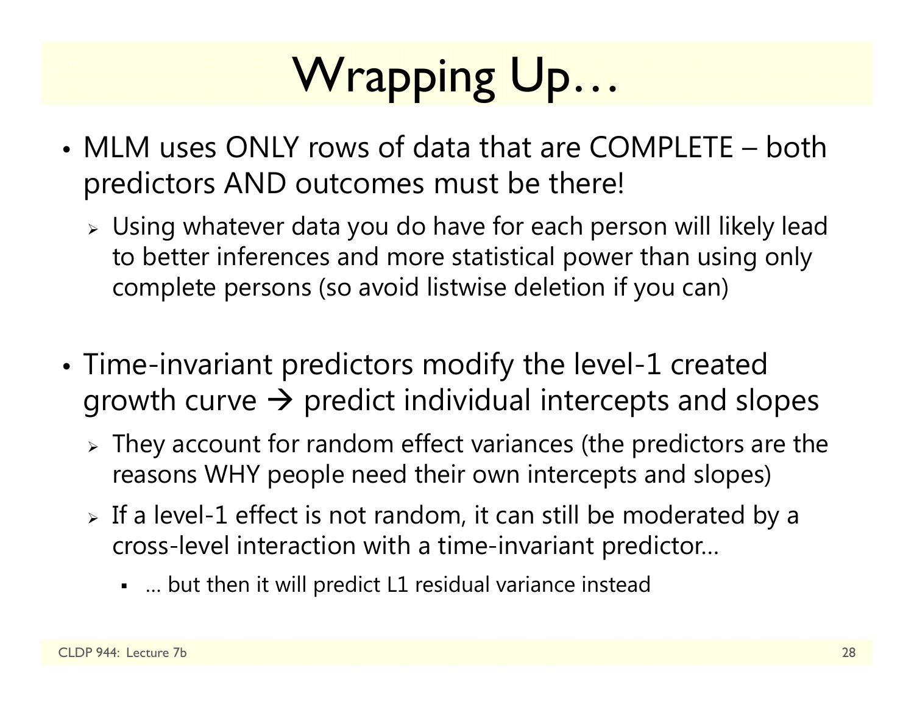# Wrapping Up…

- MLM uses ONLY rows of data that are COMPLETE – both predictors AND outcomes must be there!
  - Using whatever data you do have for each person will likely lead to better inferences and more statistical power than using only complete persons (so avoid listwise deletion if you can)
- Time-invariant predictors modify the level-1 created growth curve → predict individual intercepts and slopes
  - They account for random effect variances (the predictors are the reasons WHY people need their own intercepts and slopes)
  - If a level-1 effect is not random, it can still be moderated by a cross-level interaction with a time-invariant predictor…
    - … but then it will predict L1 residual variance instead